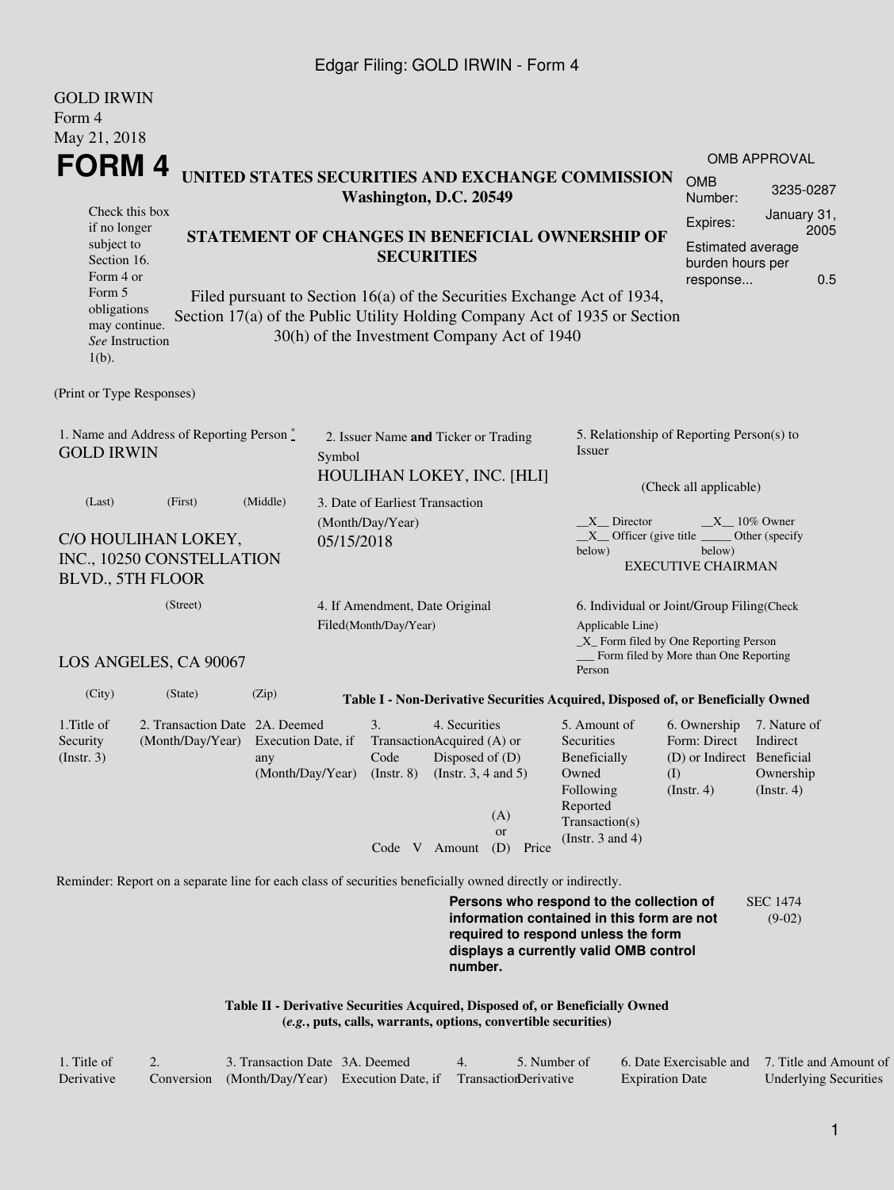GOLD IRWIN
Form 4
May 21, 2018

# FORM 4

**UNITED STATES SECURITIES AND EXCHANGE COMMISSION**
**Washington, D.C. 20549**

| OMB APPROVAL | |
|---|---|
| OMB Number: | 3235-0287 |
| Expires: | January 31, 2005 |
| Estimated average burden hours per response... | 0.5 |

Check this box if no longer subject to Section 16. Form 4 or Form 5 obligations may continue. *See* Instruction 1(b).

**STATEMENT OF CHANGES IN BENEFICIAL OWNERSHIP OF SECURITIES**

Filed pursuant to Section 16(a) of the Securities Exchange Act of 1934, Section 17(a) of the Public Utility Holding Company Act of 1935 or Section 30(h) of the Investment Company Act of 1940

(Print or Type Responses)

1. Name and Address of Reporting Person *
GOLD IRWIN

(Last) (First) (Middle)

C/O HOULIHAN LOKEY, INC., 10250 CONSTELLATION BLVD., 5TH FLOOR

(Street)

LOS ANGELES, CA 90067

(City) (State) (Zip)

2. Issuer Name **and** Ticker or Trading Symbol
HOULIHAN LOKEY, INC. [HLI]

3. Date of Earliest Transaction (Month/Day/Year)
05/15/2018

4. If Amendment, Date Original Filed(Month/Day/Year)

5. Relationship of Reporting Person(s) to Issuer

(Check all applicable)

__X__ Director __X__ 10% Owner
__X__ Officer (give title below) _____ Other (specify below)
EXECUTIVE CHAIRMAN

6. Individual or Joint/Group Filing(Check Applicable Line)
_X_ Form filed by One Reporting Person
___ Form filed by More than One Reporting Person

**Table I - Non-Derivative Securities Acquired, Disposed of, or Beneficially Owned**

| 1.Title of Security (Instr. 3) | 2. Transaction Date (Month/Day/Year) | 2A. Deemed Execution Date, if any (Month/Day/Year) | 3. Transaction Code (Instr. 8) | | 4. Securities Acquired (A) or Disposed of (D) (Instr. 3, 4 and 5) | | | 5. Amount of Securities Beneficially Owned Following Reported Transaction(s) (Instr. 3 and 4) | 6. Ownership Form: Direct (D) or Indirect (I) (Instr. 4) | 7. Nature of Indirect Beneficial Ownership (Instr. 4) |
|---|---|---|---|---|---|---|---|---|---|---|
| | | | Code | V | Amount | (A) or (D) | Price | | | |

Reminder: Report on a separate line for each class of securities beneficially owned directly or indirectly.

**Persons who respond to the collection of information contained in this form are not required to respond unless the form displays a currently valid OMB control number.**

SEC 1474 (9-02)

**Table II - Derivative Securities Acquired, Disposed of, or Beneficially Owned**
**(*e.g.*, puts, calls, warrants, options, convertible securities)**

| 1. Title of Derivative | 2. Conversion | 3. Transaction Date (Month/Day/Year) | 3A. Deemed Execution Date, if | 4. Transaction | 5. Number of Derivative | 6. Date Exercisable and Expiration Date | 7. Title and Amount of Underlying Securities |
|---|---|---|---|---|---|---|---|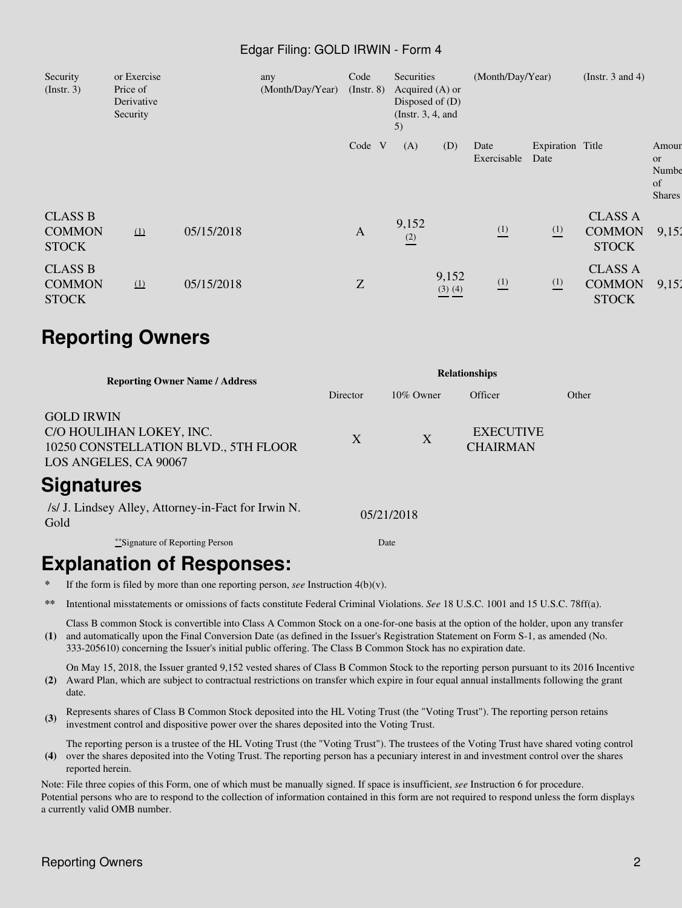| Security (Instr. 3) | or Exercise Price of Derivative Security | | any (Month/Day/Year) | Code (Instr. 8) | | Securities Acquired (A) or Disposed of (D) (Instr. 3, 4, and 5) | | (Month/Day/Year) | | (Instr. 3 and 4) | |
|---|---|---|---|---|---|---|---|---|---|---|---|
| | | | | Code | V | (A) | (D) | Date Exercisable | Expiration Date | Title | Amount or Number of Shares |
| CLASS B COMMON STOCK | (1) | 05/15/2018 | | A | | 9,152 (2) | | (1) | (1) | CLASS A COMMON STOCK | 9,152 |
| CLASS B COMMON STOCK | (1) | 05/15/2018 | | Z | | | 9,152 (3) (4) | (1) | (1) | CLASS A COMMON STOCK | 9,152 |

## Reporting Owners

| Reporting Owner Name / Address | Relationships | | | |
|---|---|---|---|---|
| | Director | 10% Owner | Officer | Other |
| GOLD IRWIN<br>C/O HOULIHAN LOKEY, INC.<br>10250 CONSTELLATION BLVD., 5TH FLOOR<br>LOS ANGELES, CA 90067 | X | X | EXECUTIVE CHAIRMAN | |

## Signatures

| | |
|---|---|
| /s/ J. Lindsey Alley, Attorney-in-Fact for Irwin N. Gold | 05/21/2018 |
| **Signature of Reporting Person | Date |

## Explanation of Responses:

- **\*** If the form is filed by more than one reporting person, *see* Instruction 4(b)(v).
- **\*\*** Intentional misstatements or omissions of facts constitute Federal Criminal Violations. *See* 18 U.S.C. 1001 and 15 U.S.C. 78ff(a).
- **(1)** Class B common Stock is convertible into Class A Common Stock on a one-for-one basis at the option of the holder, upon any transfer and automatically upon the Final Conversion Date (as defined in the Issuer's Registration Statement on Form S-1, as amended (No. 333-205610) concerning the Issuer's initial public offering. The Class B Common Stock has no expiration date.
- **(2)** On May 15, 2018, the Issuer granted 9,152 vested shares of Class B Common Stock to the reporting person pursuant to its 2016 Incentive Award Plan, which are subject to contractual restrictions on transfer which expire in four equal annual installments following the grant date.
- **(3)** Represents shares of Class B Common Stock deposited into the HL Voting Trust (the "Voting Trust"). The reporting person retains investment control and dispositive power over the shares deposited into the Voting Trust.
- **(4)** The reporting person is a trustee of the HL Voting Trust (the "Voting Trust"). The trustees of the Voting Trust have shared voting control over the shares deposited into the Voting Trust. The reporting person has a pecuniary interest in and investment control over the shares reported herein.

Note: File three copies of this Form, one of which must be manually signed. If space is insufficient, *see* Instruction 6 for procedure.
Potential persons who are to respond to the collection of information contained in this form are not required to respond unless the form displays a currently valid OMB number.